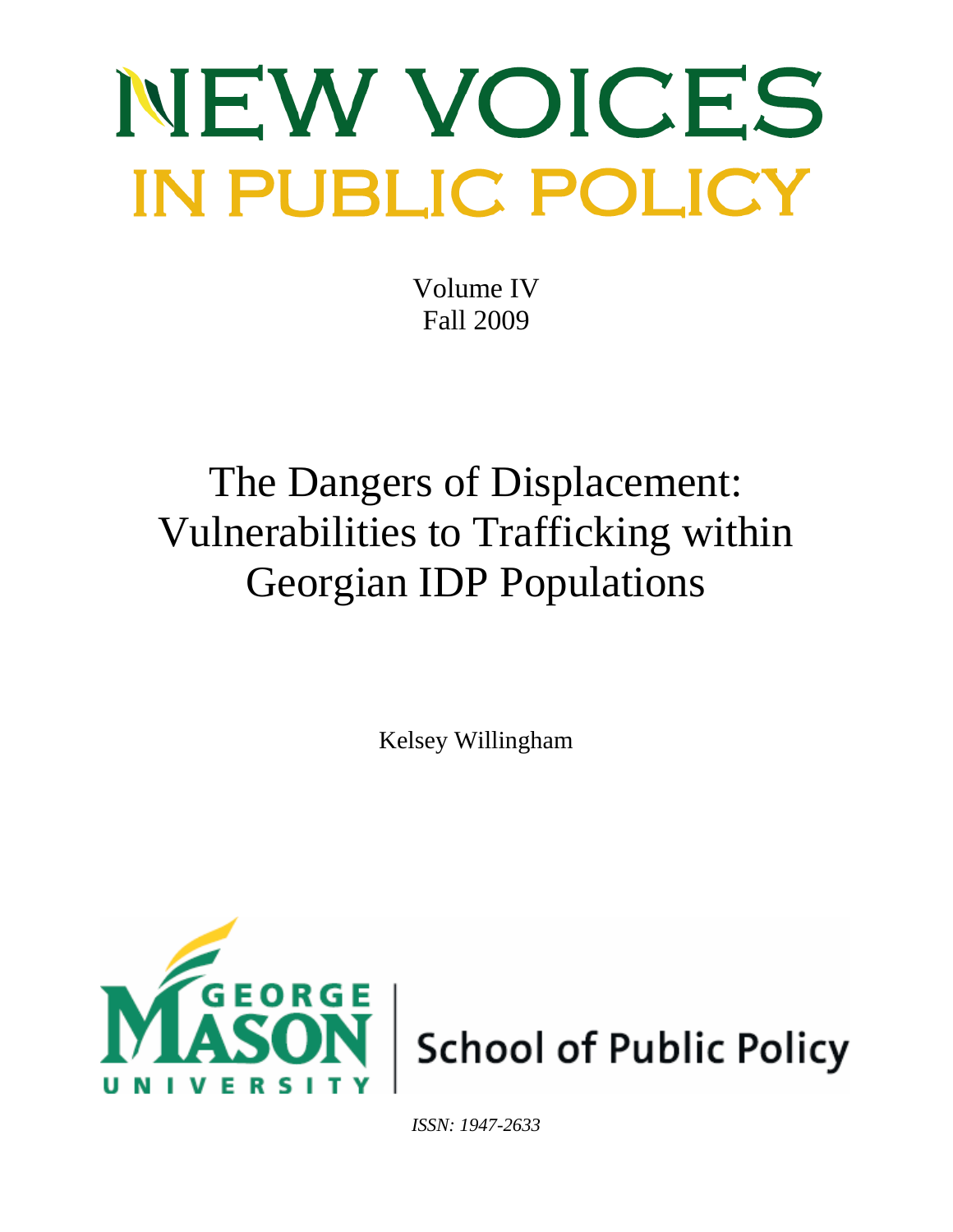# NEW VOICES IN PUBLIC POLICY

Volume IV
Fall 2009

# The Dangers of Displacement: Vulnerabilities to Trafficking within Georgian IDP Populations

Kelsey Willingham

GEORGE MASON UNIVERSITY | School of Public Policy

*ISSN: 1947-2633*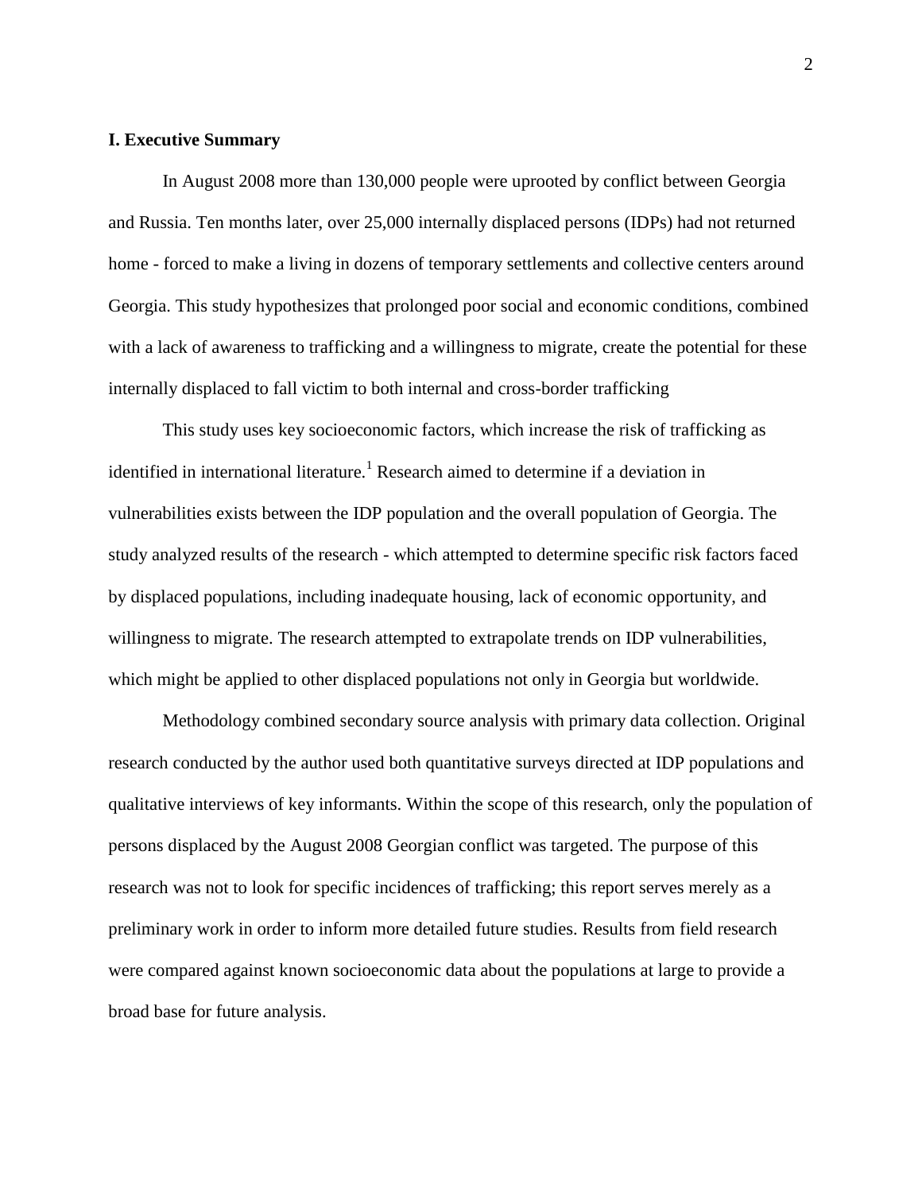## I. Executive Summary

In August 2008 more than 130,000 people were uprooted by conflict between Georgia and Russia. Ten months later, over 25,000 internally displaced persons (IDPs) had not returned home - forced to make a living in dozens of temporary settlements and collective centers around Georgia. This study hypothesizes that prolonged poor social and economic conditions, combined with a lack of awareness to trafficking and a willingness to migrate, create the potential for these internally displaced to fall victim to both internal and cross-border trafficking

This study uses key socioeconomic factors, which increase the risk of trafficking as identified in international literature.[1] Research aimed to determine if a deviation in vulnerabilities exists between the IDP population and the overall population of Georgia. The study analyzed results of the research - which attempted to determine specific risk factors faced by displaced populations, including inadequate housing, lack of economic opportunity, and willingness to migrate. The research attempted to extrapolate trends on IDP vulnerabilities, which might be applied to other displaced populations not only in Georgia but worldwide.

Methodology combined secondary source analysis with primary data collection. Original research conducted by the author used both quantitative surveys directed at IDP populations and qualitative interviews of key informants. Within the scope of this research, only the population of persons displaced by the August 2008 Georgian conflict was targeted. The purpose of this research was not to look for specific incidences of trafficking; this report serves merely as a preliminary work in order to inform more detailed future studies. Results from field research were compared against known socioeconomic data about the populations at large to provide a broad base for future analysis.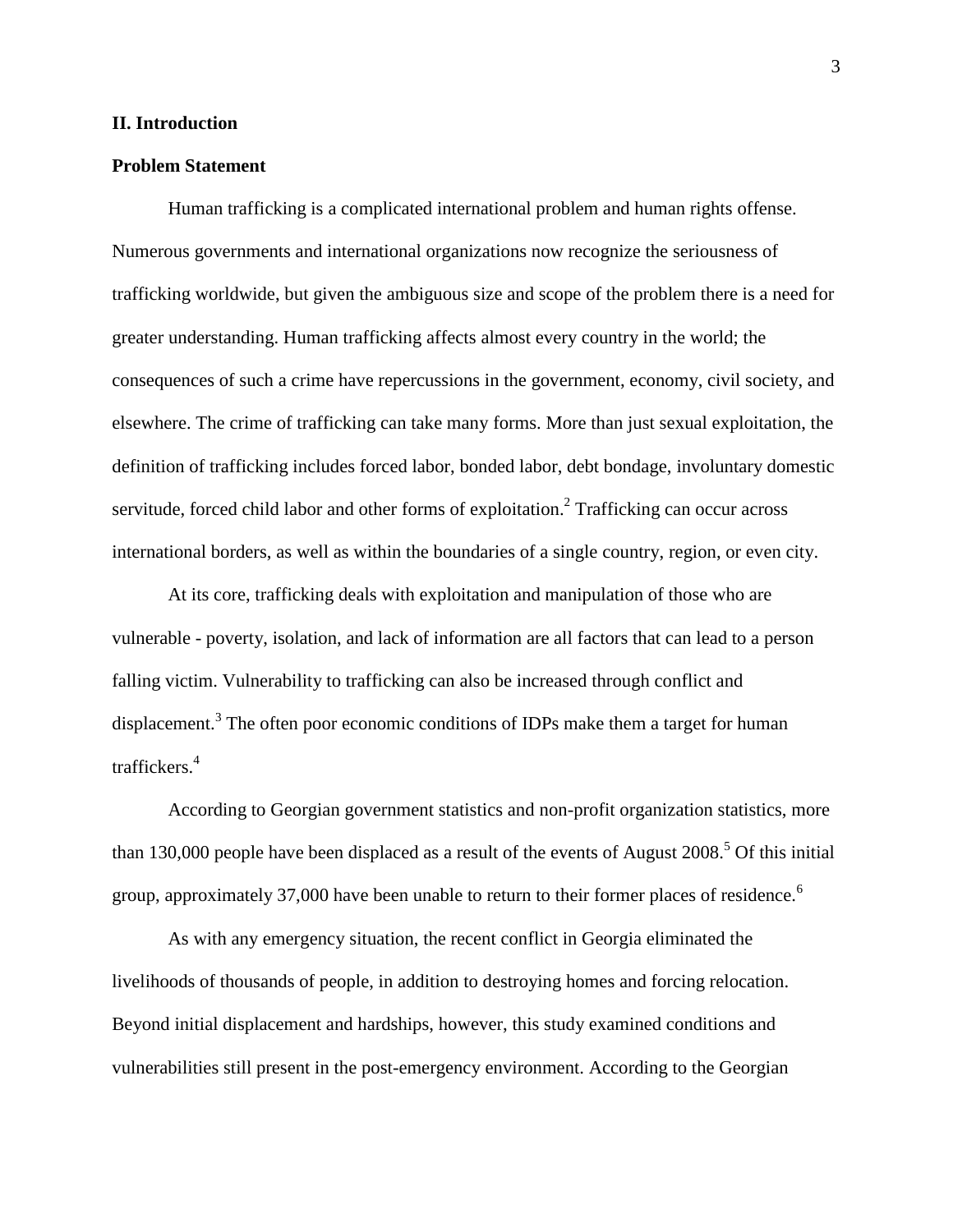## II. Introduction

### Problem Statement

Human trafficking is a complicated international problem and human rights offense. Numerous governments and international organizations now recognize the seriousness of trafficking worldwide, but given the ambiguous size and scope of the problem there is a need for greater understanding. Human trafficking affects almost every country in the world; the consequences of such a crime have repercussions in the government, economy, civil society, and elsewhere. The crime of trafficking can take many forms. More than just sexual exploitation, the definition of trafficking includes forced labor, bonded labor, debt bondage, involuntary domestic servitude, forced child labor and other forms of exploitation.[2] Trafficking can occur across international borders, as well as within the boundaries of a single country, region, or even city.

At its core, trafficking deals with exploitation and manipulation of those who are vulnerable - poverty, isolation, and lack of information are all factors that can lead to a person falling victim. Vulnerability to trafficking can also be increased through conflict and displacement.[3] The often poor economic conditions of IDPs make them a target for human traffickers.[4]

According to Georgian government statistics and non-profit organization statistics, more than 130,000 people have been displaced as a result of the events of August 2008.[5] Of this initial group, approximately 37,000 have been unable to return to their former places of residence.[6]

As with any emergency situation, the recent conflict in Georgia eliminated the livelihoods of thousands of people, in addition to destroying homes and forcing relocation. Beyond initial displacement and hardships, however, this study examined conditions and vulnerabilities still present in the post-emergency environment. According to the Georgian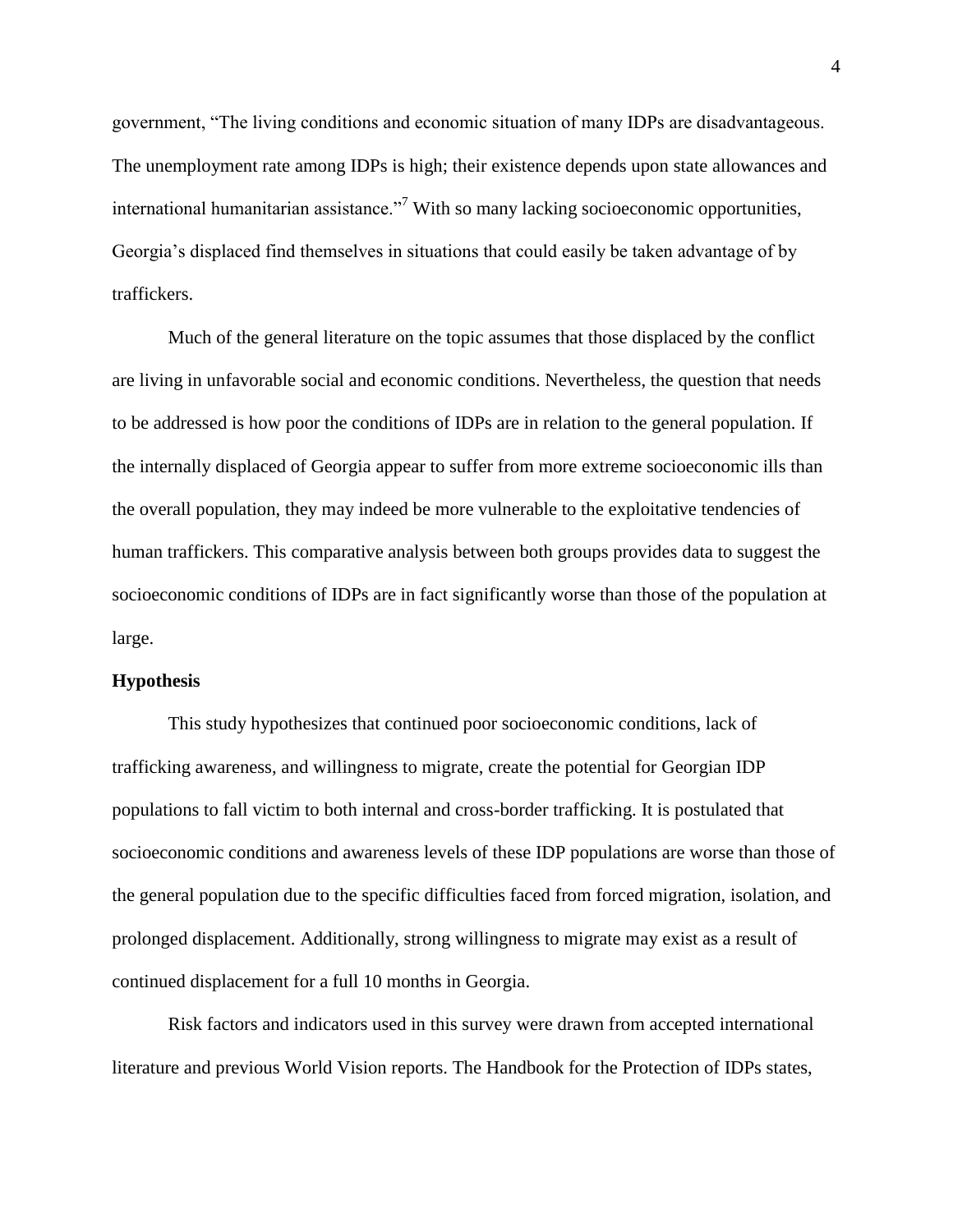government, "The living conditions and economic situation of many IDPs are disadvantageous. The unemployment rate among IDPs is high; their existence depends upon state allowances and international humanitarian assistance."[7] With so many lacking socioeconomic opportunities, Georgia's displaced find themselves in situations that could easily be taken advantage of by traffickers.

Much of the general literature on the topic assumes that those displaced by the conflict are living in unfavorable social and economic conditions. Nevertheless, the question that needs to be addressed is how poor the conditions of IDPs are in relation to the general population. If the internally displaced of Georgia appear to suffer from more extreme socioeconomic ills than the overall population, they may indeed be more vulnerable to the exploitative tendencies of human traffickers. This comparative analysis between both groups provides data to suggest the socioeconomic conditions of IDPs are in fact significantly worse than those of the population at large.

**Hypothesis**

This study hypothesizes that continued poor socioeconomic conditions, lack of trafficking awareness, and willingness to migrate, create the potential for Georgian IDP populations to fall victim to both internal and cross-border trafficking. It is postulated that socioeconomic conditions and awareness levels of these IDP populations are worse than those of the general population due to the specific difficulties faced from forced migration, isolation, and prolonged displacement. Additionally, strong willingness to migrate may exist as a result of continued displacement for a full 10 months in Georgia.

Risk factors and indicators used in this survey were drawn from accepted international literature and previous World Vision reports. The Handbook for the Protection of IDPs states,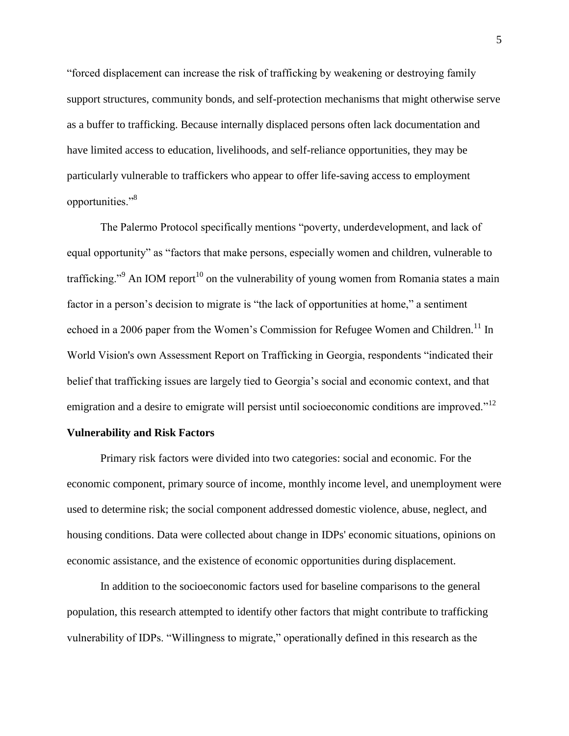"forced displacement can increase the risk of trafficking by weakening or destroying family support structures, community bonds, and self-protection mechanisms that might otherwise serve as a buffer to trafficking. Because internally displaced persons often lack documentation and have limited access to education, livelihoods, and self-reliance opportunities, they may be particularly vulnerable to traffickers who appear to offer life-saving access to employment opportunities."[8]

The Palermo Protocol specifically mentions "poverty, underdevelopment, and lack of equal opportunity" as "factors that make persons, especially women and children, vulnerable to trafficking."[9] An IOM report[10] on the vulnerability of young women from Romania states a main factor in a person's decision to migrate is "the lack of opportunities at home," a sentiment echoed in a 2006 paper from the Women's Commission for Refugee Women and Children.[11] In World Vision's own Assessment Report on Trafficking in Georgia, respondents "indicated their belief that trafficking issues are largely tied to Georgia's social and economic context, and that emigration and a desire to emigrate will persist until socioeconomic conditions are improved."[12]

**Vulnerability and Risk Factors**

Primary risk factors were divided into two categories: social and economic. For the economic component, primary source of income, monthly income level, and unemployment were used to determine risk; the social component addressed domestic violence, abuse, neglect, and housing conditions. Data were collected about change in IDPs' economic situations, opinions on economic assistance, and the existence of economic opportunities during displacement.

In addition to the socioeconomic factors used for baseline comparisons to the general population, this research attempted to identify other factors that might contribute to trafficking vulnerability of IDPs. "Willingness to migrate," operationally defined in this research as the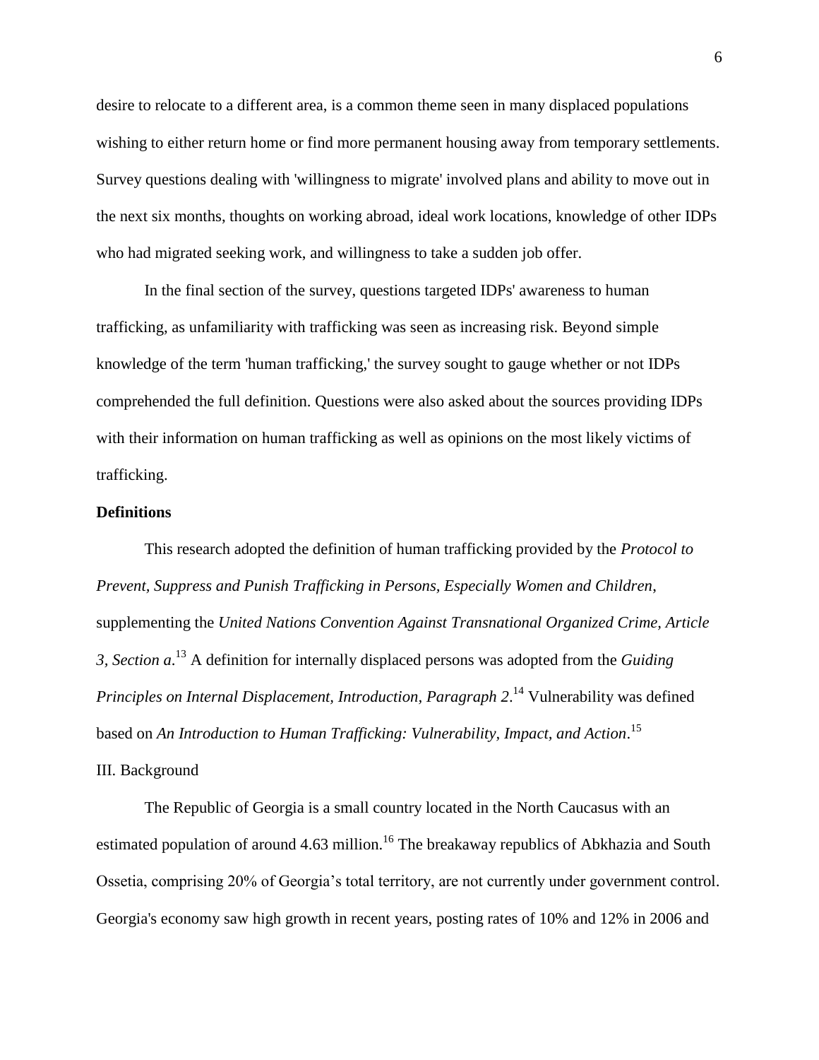desire to relocate to a different area, is a common theme seen in many displaced populations wishing to either return home or find more permanent housing away from temporary settlements. Survey questions dealing with 'willingness to migrate' involved plans and ability to move out in the next six months, thoughts on working abroad, ideal work locations, knowledge of other IDPs who had migrated seeking work, and willingness to take a sudden job offer.

In the final section of the survey, questions targeted IDPs' awareness to human trafficking, as unfamiliarity with trafficking was seen as increasing risk. Beyond simple knowledge of the term 'human trafficking,' the survey sought to gauge whether or not IDPs comprehended the full definition. Questions were also asked about the sources providing IDPs with their information on human trafficking as well as opinions on the most likely victims of trafficking.

**Definitions**

This research adopted the definition of human trafficking provided by the *Protocol to Prevent, Suppress and Punish Trafficking in Persons, Especially Women and Children*, supplementing the *United Nations Convention Against Transnational Organized Crime, Article 3, Section a*.[13] A definition for internally displaced persons was adopted from the *Guiding Principles on Internal Displacement, Introduction, Paragraph 2*.[14] Vulnerability was defined based on *An Introduction to Human Trafficking: Vulnerability, Impact, and Action*.[15]

III. Background

The Republic of Georgia is a small country located in the North Caucasus with an estimated population of around 4.63 million.[16] The breakaway republics of Abkhazia and South Ossetia, comprising 20% of Georgia's total territory, are not currently under government control. Georgia's economy saw high growth in recent years, posting rates of 10% and 12% in 2006 and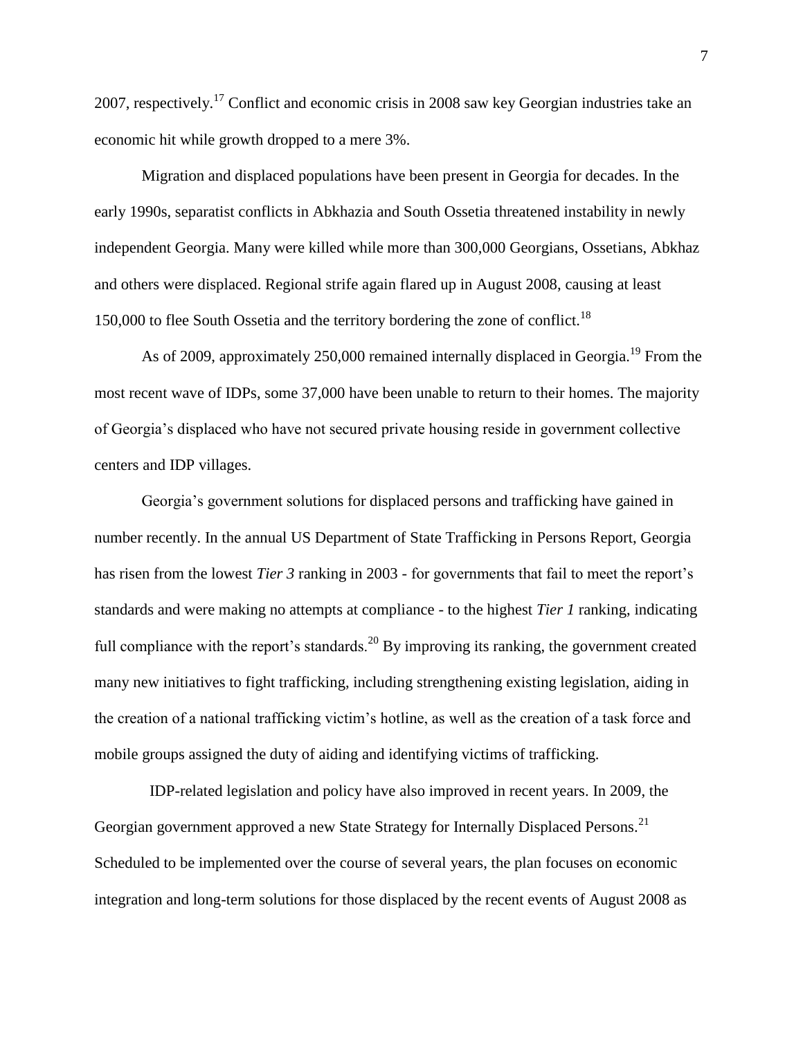2007, respectively.[17] Conflict and economic crisis in 2008 saw key Georgian industries take an economic hit while growth dropped to a mere 3%.

Migration and displaced populations have been present in Georgia for decades. In the early 1990s, separatist conflicts in Abkhazia and South Ossetia threatened instability in newly independent Georgia. Many were killed while more than 300,000 Georgians, Ossetians, Abkhaz and others were displaced. Regional strife again flared up in August 2008, causing at least 150,000 to flee South Ossetia and the territory bordering the zone of conflict.[18]

As of 2009, approximately 250,000 remained internally displaced in Georgia.[19] From the most recent wave of IDPs, some 37,000 have been unable to return to their homes. The majority of Georgia's displaced who have not secured private housing reside in government collective centers and IDP villages.

Georgia's government solutions for displaced persons and trafficking have gained in number recently. In the annual US Department of State Trafficking in Persons Report, Georgia has risen from the lowest *Tier 3* ranking in 2003 - for governments that fail to meet the report's standards and were making no attempts at compliance - to the highest *Tier 1* ranking, indicating full compliance with the report's standards.[20] By improving its ranking, the government created many new initiatives to fight trafficking, including strengthening existing legislation, aiding in the creation of a national trafficking victim's hotline, as well as the creation of a task force and mobile groups assigned the duty of aiding and identifying victims of trafficking.

IDP-related legislation and policy have also improved in recent years. In 2009, the Georgian government approved a new State Strategy for Internally Displaced Persons.[21] Scheduled to be implemented over the course of several years, the plan focuses on economic integration and long-term solutions for those displaced by the recent events of August 2008 as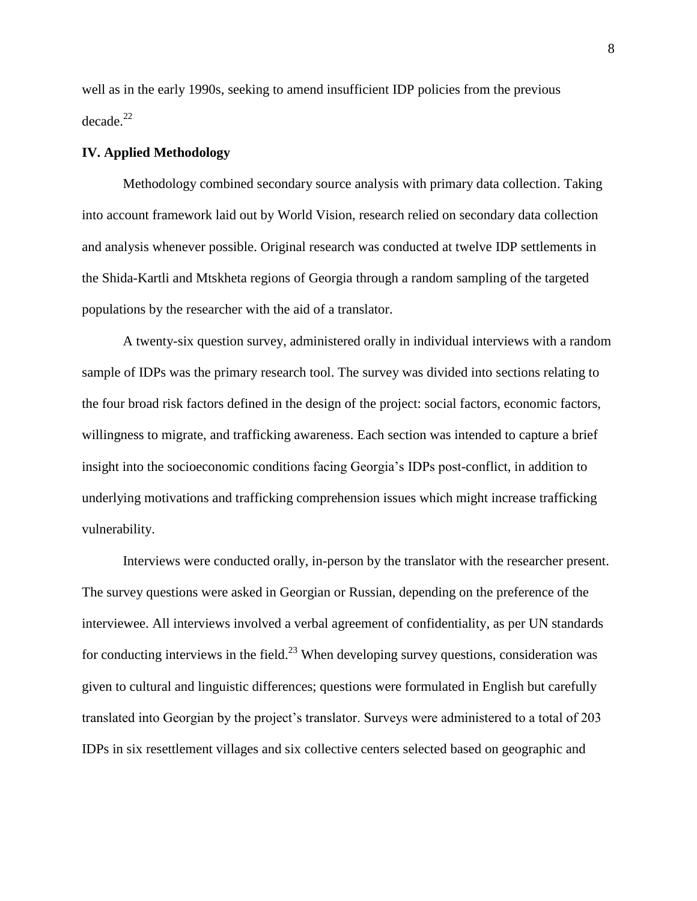well as in the early 1990s, seeking to amend insufficient IDP policies from the previous decade.[22]

**IV. Applied Methodology**

Methodology combined secondary source analysis with primary data collection. Taking into account framework laid out by World Vision, research relied on secondary data collection and analysis whenever possible. Original research was conducted at twelve IDP settlements in the Shida-Kartli and Mtskheta regions of Georgia through a random sampling of the targeted populations by the researcher with the aid of a translator.

A twenty-six question survey, administered orally in individual interviews with a random sample of IDPs was the primary research tool. The survey was divided into sections relating to the four broad risk factors defined in the design of the project: social factors, economic factors, willingness to migrate, and trafficking awareness. Each section was intended to capture a brief insight into the socioeconomic conditions facing Georgia's IDPs post-conflict, in addition to underlying motivations and trafficking comprehension issues which might increase trafficking vulnerability.

Interviews were conducted orally, in-person by the translator with the researcher present. The survey questions were asked in Georgian or Russian, depending on the preference of the interviewee. All interviews involved a verbal agreement of confidentiality, as per UN standards for conducting interviews in the field.[23] When developing survey questions, consideration was given to cultural and linguistic differences; questions were formulated in English but carefully translated into Georgian by the project's translator. Surveys were administered to a total of 203 IDPs in six resettlement villages and six collective centers selected based on geographic and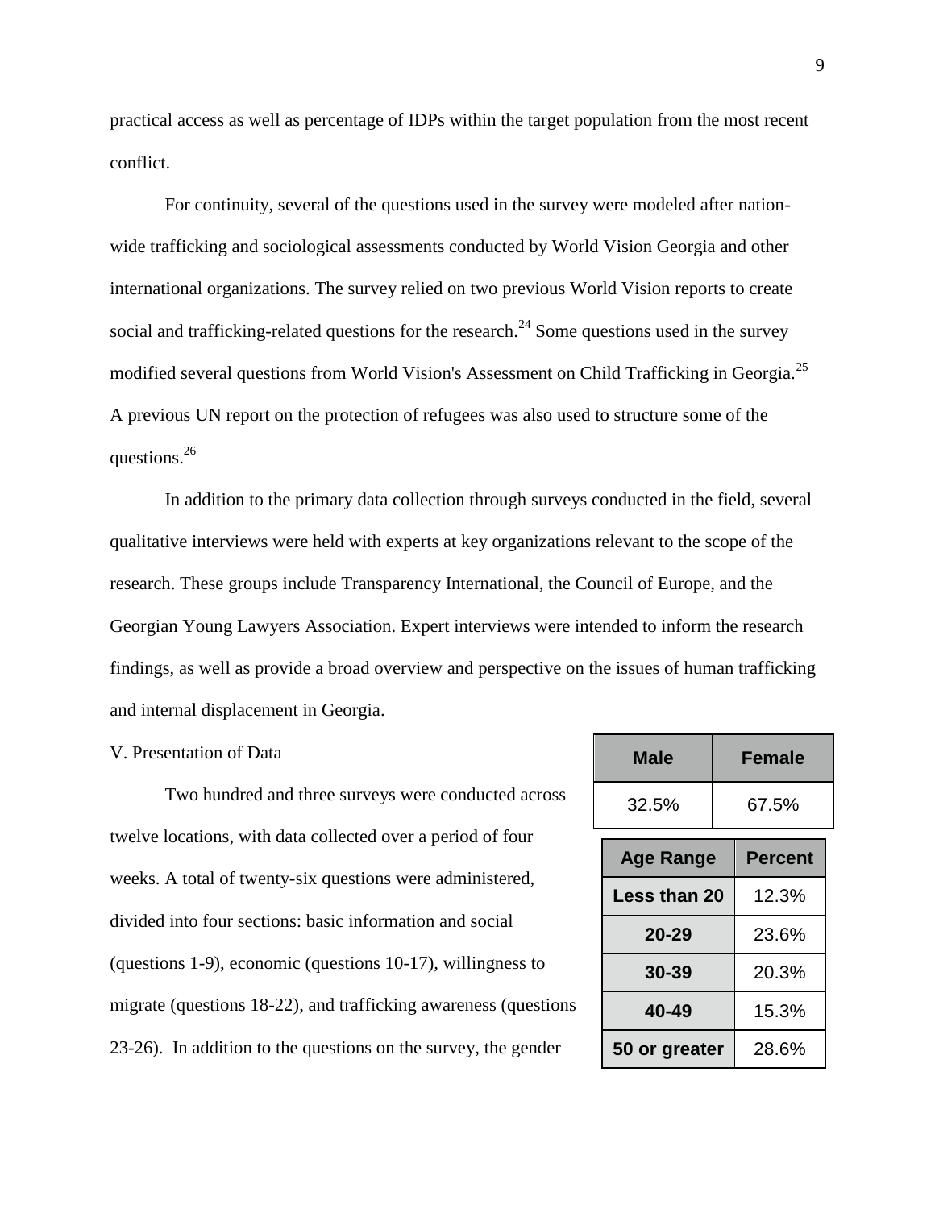practical access as well as percentage of IDPs within the target population from the most recent conflict.

For continuity, several of the questions used in the survey were modeled after nation-wide trafficking and sociological assessments conducted by World Vision Georgia and other international organizations. The survey relied on two previous World Vision reports to create social and trafficking-related questions for the research.[24] Some questions used in the survey modified several questions from World Vision's Assessment on Child Trafficking in Georgia.[25] A previous UN report on the protection of refugees was also used to structure some of the questions.[26]

In addition to the primary data collection through surveys conducted in the field, several qualitative interviews were held with experts at key organizations relevant to the scope of the research. These groups include Transparency International, the Council of Europe, and the Georgian Young Lawyers Association. Expert interviews were intended to inform the research findings, as well as provide a broad overview and perspective on the issues of human trafficking and internal displacement in Georgia.

## V. Presentation of Data

Two hundred and three surveys were conducted across twelve locations, with data collected over a period of four weeks. A total of twenty-six questions were administered, divided into four sections: basic information and social (questions 1-9), economic (questions 10-17), willingness to migrate (questions 18-22), and trafficking awareness (questions 23-26). In addition to the questions on the survey, the gender

| Male | Female |
|---|---|
| 32.5% | 67.5% |

| Age Range | Percent |
|---|---|
| Less than 20 | 12.3% |
| 20-29 | 23.6% |
| 30-39 | 20.3% |
| 40-49 | 15.3% |
| 50 or greater | 28.6% |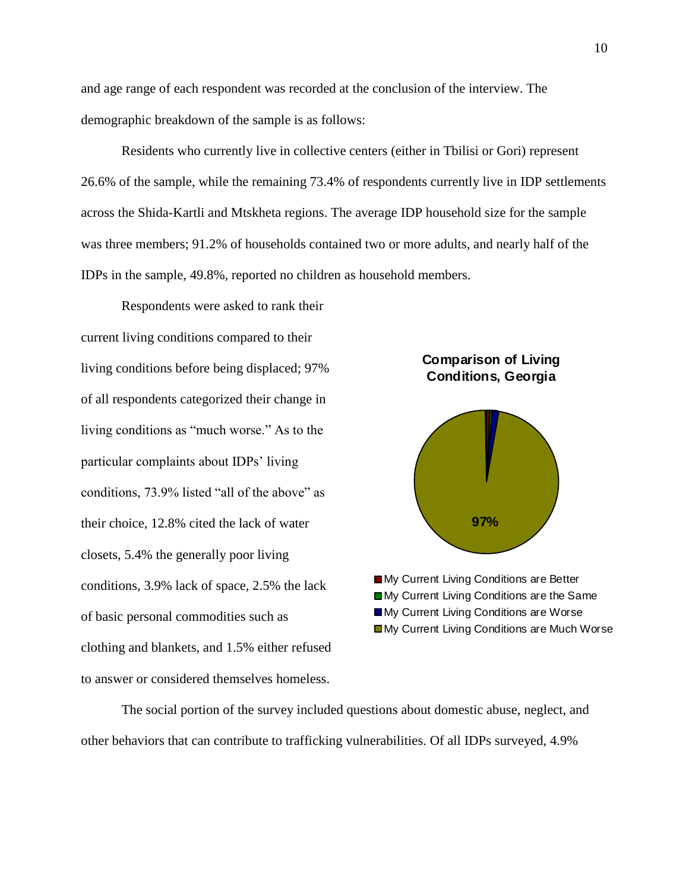and age range of each respondent was recorded at the conclusion of the interview. The demographic breakdown of the sample is as follows:

Residents who currently live in collective centers (either in Tbilisi or Gori) represent 26.6% of the sample, while the remaining 73.4% of respondents currently live in IDP settlements across the Shida-Kartli and Mtskheta regions. The average IDP household size for the sample was three members; 91.2% of households contained two or more adults, and nearly half of the IDPs in the sample, 49.8%, reported no children as household members.

Respondents were asked to rank their current living conditions compared to their living conditions before being displaced; 97% of all respondents categorized their change in living conditions as "much worse." As to the particular complaints about IDPs' living conditions, 73.9% listed "all of the above" as their choice, 12.8% cited the lack of water closets, 5.4% the generally poor living conditions, 3.9% lack of space, 2.5% the lack of basic personal commodities such as clothing and blankets, and 1.5% either refused to answer or considered themselves homeless.

**Comparison of Living Conditions, Georgia**

97%

- My Current Living Conditions are Better
- My Current Living Conditions are the Same
- My Current Living Conditions are Worse
- My Current Living Conditions are Much Worse

The social portion of the survey included questions about domestic abuse, neglect, and other behaviors that can contribute to trafficking vulnerabilities. Of all IDPs surveyed, 4.9%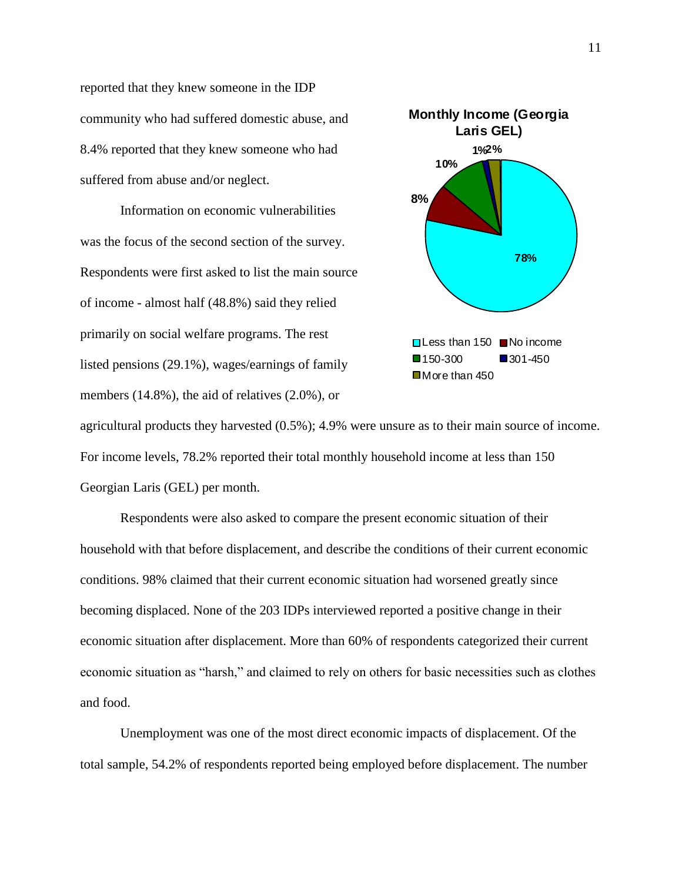reported that they knew someone in the IDP community who had suffered domestic abuse, and 8.4% reported that they knew someone who had suffered from abuse and/or neglect.

Information on economic vulnerabilities was the focus of the second section of the survey. Respondents were first asked to list the main source of income - almost half (48.8%) said they relied primarily on social welfare programs. The rest listed pensions (29.1%), wages/earnings of family members (14.8%), the aid of relatives (2.0%), or agricultural products they harvested (0.5%); 4.9% were unsure as to their main source of income. For income levels, 78.2% reported their total monthly household income at less than 150 Georgian Laris (GEL) per month.

**Monthly Income (Georgia Laris GEL)**

| Category | Percent |
|---|---|
| Less than 150 | 78% |
| No income | 8% |
| 150-300 | 10% |
| 301-450 | 1% |
| More than 450 | 2% |

Respondents were also asked to compare the present economic situation of their household with that before displacement, and describe the conditions of their current economic conditions. 98% claimed that their current economic situation had worsened greatly since becoming displaced. None of the 203 IDPs interviewed reported a positive change in their economic situation after displacement. More than 60% of respondents categorized their current economic situation as "harsh," and claimed to rely on others for basic necessities such as clothes and food.

Unemployment was one of the most direct economic impacts of displacement. Of the total sample, 54.2% of respondents reported being employed before displacement. The number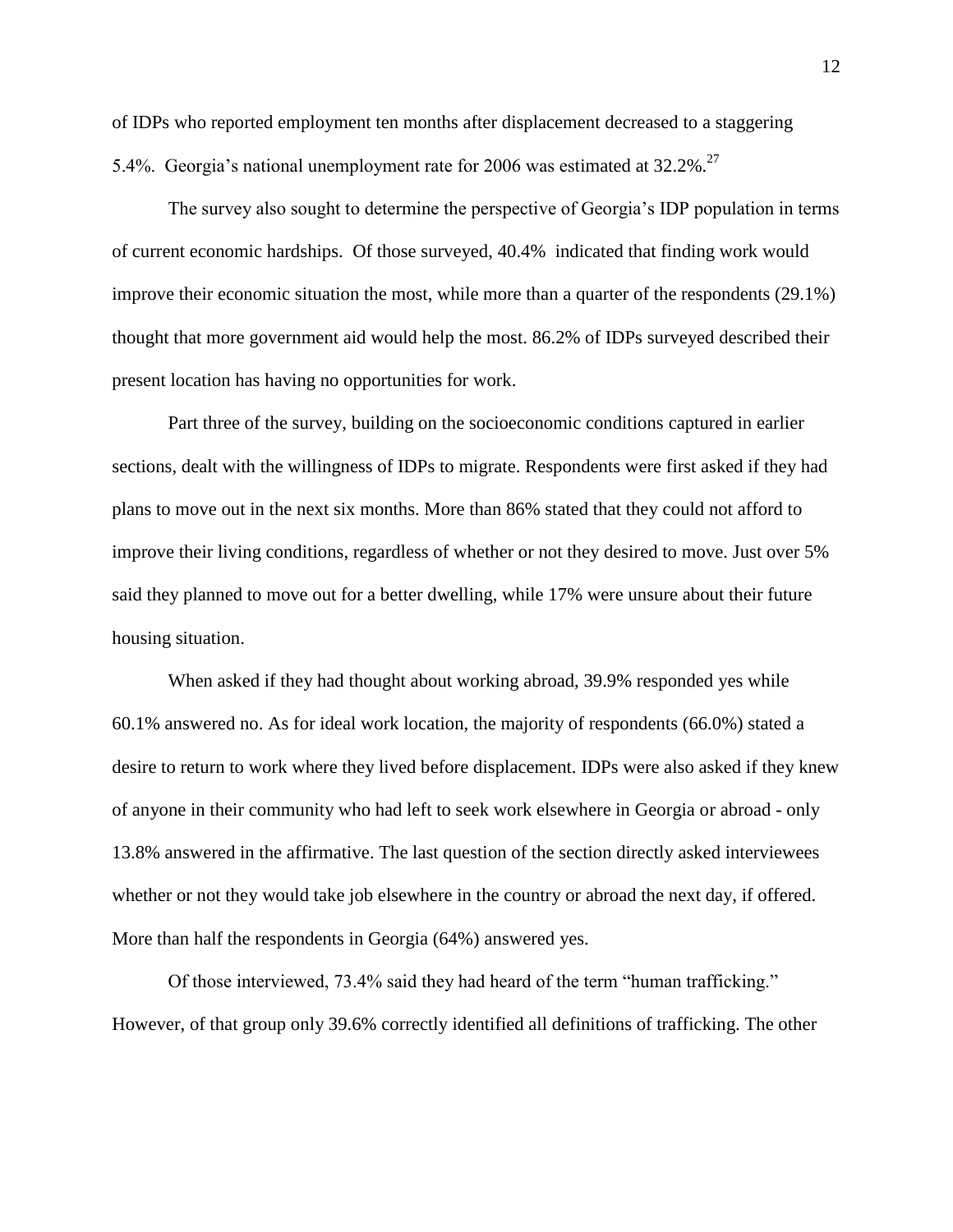of IDPs who reported employment ten months after displacement decreased to a staggering 5.4%. Georgia's national unemployment rate for 2006 was estimated at 32.2%.[27]

The survey also sought to determine the perspective of Georgia's IDP population in terms of current economic hardships. Of those surveyed, 40.4% indicated that finding work would improve their economic situation the most, while more than a quarter of the respondents (29.1%) thought that more government aid would help the most. 86.2% of IDPs surveyed described their present location has having no opportunities for work.

Part three of the survey, building on the socioeconomic conditions captured in earlier sections, dealt with the willingness of IDPs to migrate. Respondents were first asked if they had plans to move out in the next six months. More than 86% stated that they could not afford to improve their living conditions, regardless of whether or not they desired to move. Just over 5% said they planned to move out for a better dwelling, while 17% were unsure about their future housing situation.

When asked if they had thought about working abroad, 39.9% responded yes while 60.1% answered no. As for ideal work location, the majority of respondents (66.0%) stated a desire to return to work where they lived before displacement. IDPs were also asked if they knew of anyone in their community who had left to seek work elsewhere in Georgia or abroad - only 13.8% answered in the affirmative. The last question of the section directly asked interviewees whether or not they would take job elsewhere in the country or abroad the next day, if offered. More than half the respondents in Georgia (64%) answered yes.

Of those interviewed, 73.4% said they had heard of the term "human trafficking." However, of that group only 39.6% correctly identified all definitions of trafficking. The other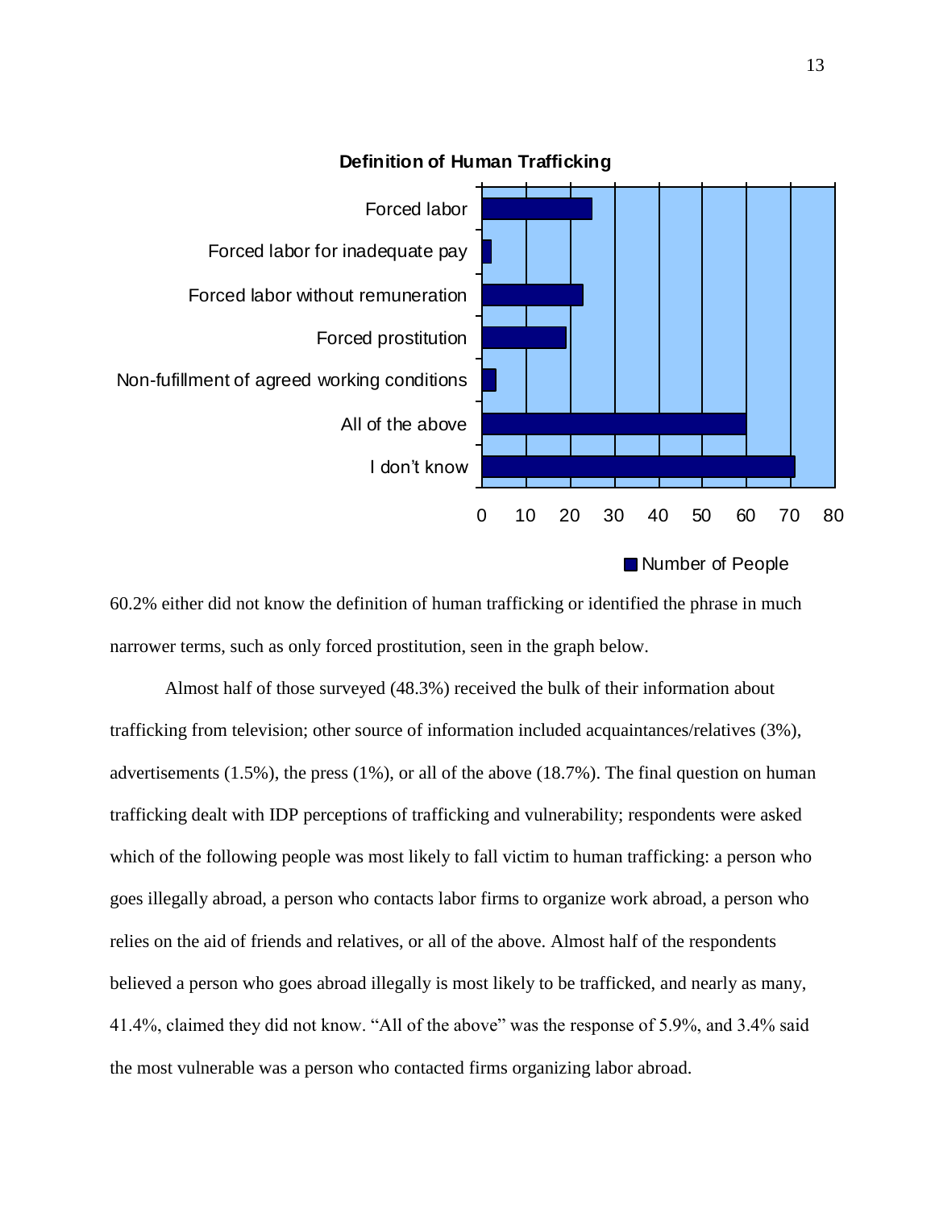**Definition of Human Trafficking**

| Response | Number of People (approx.) |
|---|---|
| Forced labor | 25 |
| Forced labor for inadequate pay | 2 |
| Forced labor without remuneration | 23 |
| Forced prostitution | 19 |
| Non-fufillment of agreed working conditions | 3 |
| All of the above | 60 |
| I don't know | 71 |

60.2% either did not know the definition of human trafficking or identified the phrase in much narrower terms, such as only forced prostitution, seen in the graph below.

Almost half of those surveyed (48.3%) received the bulk of their information about trafficking from television; other source of information included acquaintances/relatives (3%), advertisements (1.5%), the press (1%), or all of the above (18.7%). The final question on human trafficking dealt with IDP perceptions of trafficking and vulnerability; respondents were asked which of the following people was most likely to fall victim to human trafficking: a person who goes illegally abroad, a person who contacts labor firms to organize work abroad, a person who relies on the aid of friends and relatives, or all of the above. Almost half of the respondents believed a person who goes abroad illegally is most likely to be trafficked, and nearly as many, 41.4%, claimed they did not know. "All of the above" was the response of 5.9%, and 3.4% said the most vulnerable was a person who contacted firms organizing labor abroad.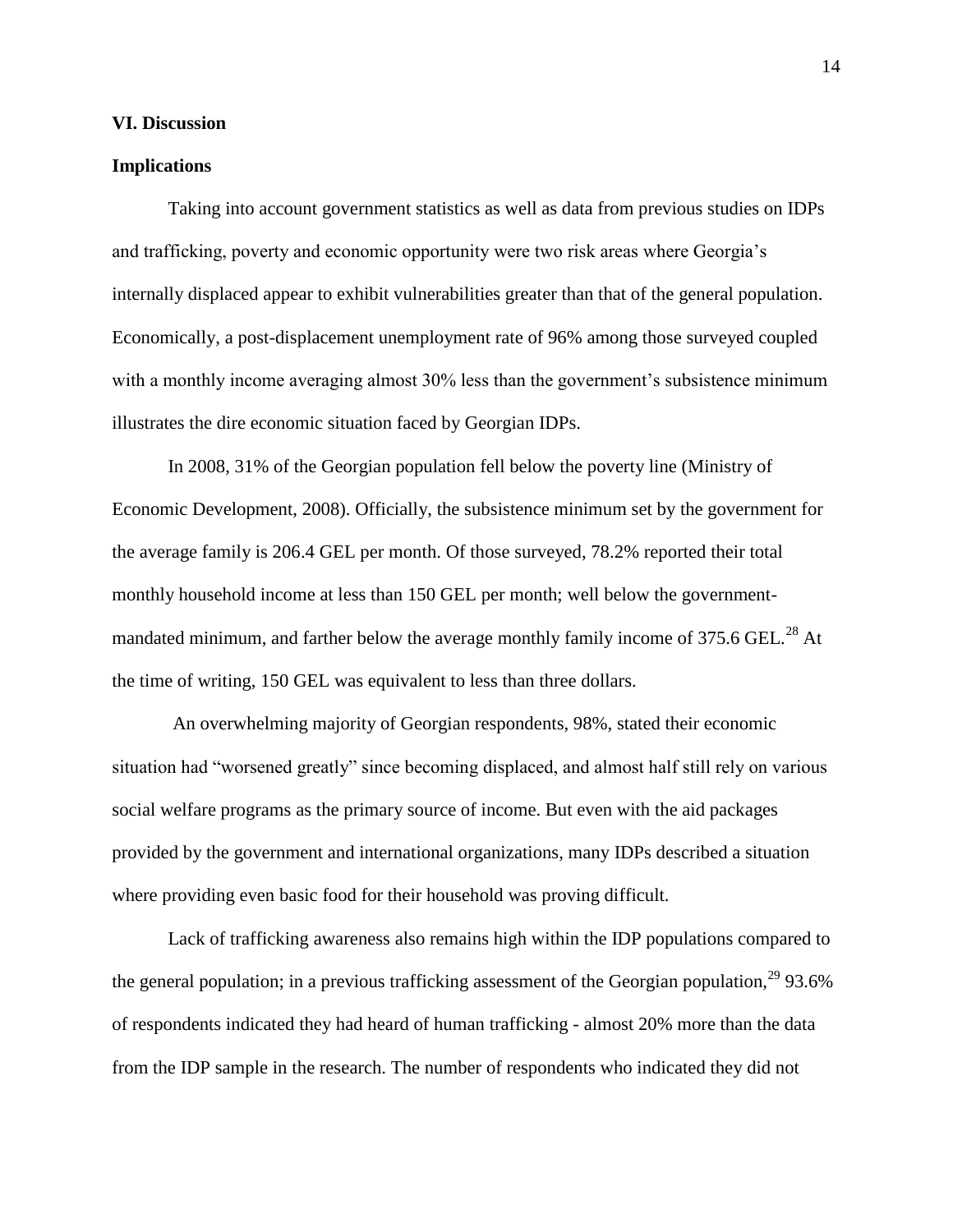## VI. Discussion

### Implications

Taking into account government statistics as well as data from previous studies on IDPs and trafficking, poverty and economic opportunity were two risk areas where Georgia's internally displaced appear to exhibit vulnerabilities greater than that of the general population. Economically, a post-displacement unemployment rate of 96% among those surveyed coupled with a monthly income averaging almost 30% less than the government's subsistence minimum illustrates the dire economic situation faced by Georgian IDPs.

In 2008, 31% of the Georgian population fell below the poverty line (Ministry of Economic Development, 2008). Officially, the subsistence minimum set by the government for the average family is 206.4 GEL per month. Of those surveyed, 78.2% reported their total monthly household income at less than 150 GEL per month; well below the government-mandated minimum, and farther below the average monthly family income of 375.6 GEL.[28] At the time of writing, 150 GEL was equivalent to less than three dollars.

An overwhelming majority of Georgian respondents, 98%, stated their economic situation had "worsened greatly" since becoming displaced, and almost half still rely on various social welfare programs as the primary source of income. But even with the aid packages provided by the government and international organizations, many IDPs described a situation where providing even basic food for their household was proving difficult.

Lack of trafficking awareness also remains high within the IDP populations compared to the general population; in a previous trafficking assessment of the Georgian population,[29] 93.6% of respondents indicated they had heard of human trafficking - almost 20% more than the data from the IDP sample in the research. The number of respondents who indicated they did not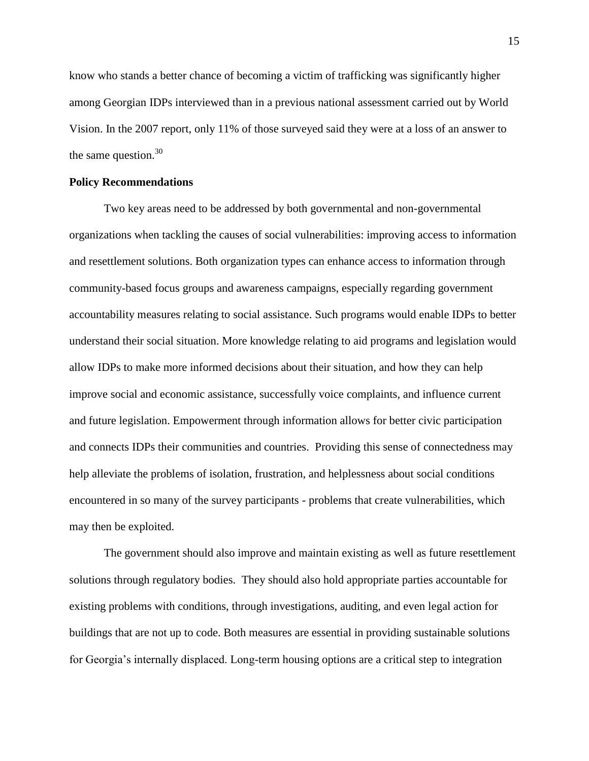know who stands a better chance of becoming a victim of trafficking was significantly higher among Georgian IDPs interviewed than in a previous national assessment carried out by World Vision. In the 2007 report, only 11% of those surveyed said they were at a loss of an answer to the same question.[30]

**Policy Recommendations**

Two key areas need to be addressed by both governmental and non-governmental organizations when tackling the causes of social vulnerabilities: improving access to information and resettlement solutions. Both organization types can enhance access to information through community-based focus groups and awareness campaigns, especially regarding government accountability measures relating to social assistance. Such programs would enable IDPs to better understand their social situation. More knowledge relating to aid programs and legislation would allow IDPs to make more informed decisions about their situation, and how they can help improve social and economic assistance, successfully voice complaints, and influence current and future legislation. Empowerment through information allows for better civic participation and connects IDPs their communities and countries. Providing this sense of connectedness may help alleviate the problems of isolation, frustration, and helplessness about social conditions encountered in so many of the survey participants - problems that create vulnerabilities, which may then be exploited.

The government should also improve and maintain existing as well as future resettlement solutions through regulatory bodies. They should also hold appropriate parties accountable for existing problems with conditions, through investigations, auditing, and even legal action for buildings that are not up to code. Both measures are essential in providing sustainable solutions for Georgia's internally displaced. Long-term housing options are a critical step to integration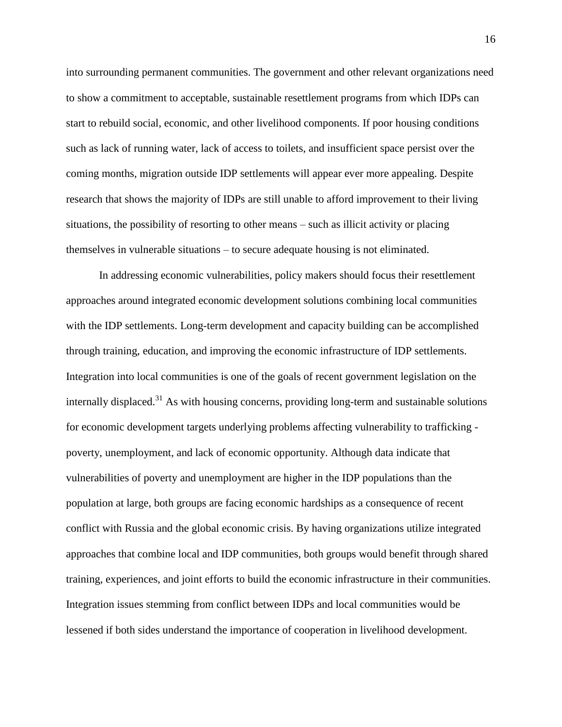into surrounding permanent communities. The government and other relevant organizations need to show a commitment to acceptable, sustainable resettlement programs from which IDPs can start to rebuild social, economic, and other livelihood components. If poor housing conditions such as lack of running water, lack of access to toilets, and insufficient space persist over the coming months, migration outside IDP settlements will appear ever more appealing. Despite research that shows the majority of IDPs are still unable to afford improvement to their living situations, the possibility of resorting to other means – such as illicit activity or placing themselves in vulnerable situations – to secure adequate housing is not eliminated.

In addressing economic vulnerabilities, policy makers should focus their resettlement approaches around integrated economic development solutions combining local communities with the IDP settlements. Long-term development and capacity building can be accomplished through training, education, and improving the economic infrastructure of IDP settlements. Integration into local communities is one of the goals of recent government legislation on the internally displaced.[31] As with housing concerns, providing long-term and sustainable solutions for economic development targets underlying problems affecting vulnerability to trafficking - poverty, unemployment, and lack of economic opportunity. Although data indicate that vulnerabilities of poverty and unemployment are higher in the IDP populations than the population at large, both groups are facing economic hardships as a consequence of recent conflict with Russia and the global economic crisis. By having organizations utilize integrated approaches that combine local and IDP communities, both groups would benefit through shared training, experiences, and joint efforts to build the economic infrastructure in their communities. Integration issues stemming from conflict between IDPs and local communities would be lessened if both sides understand the importance of cooperation in livelihood development.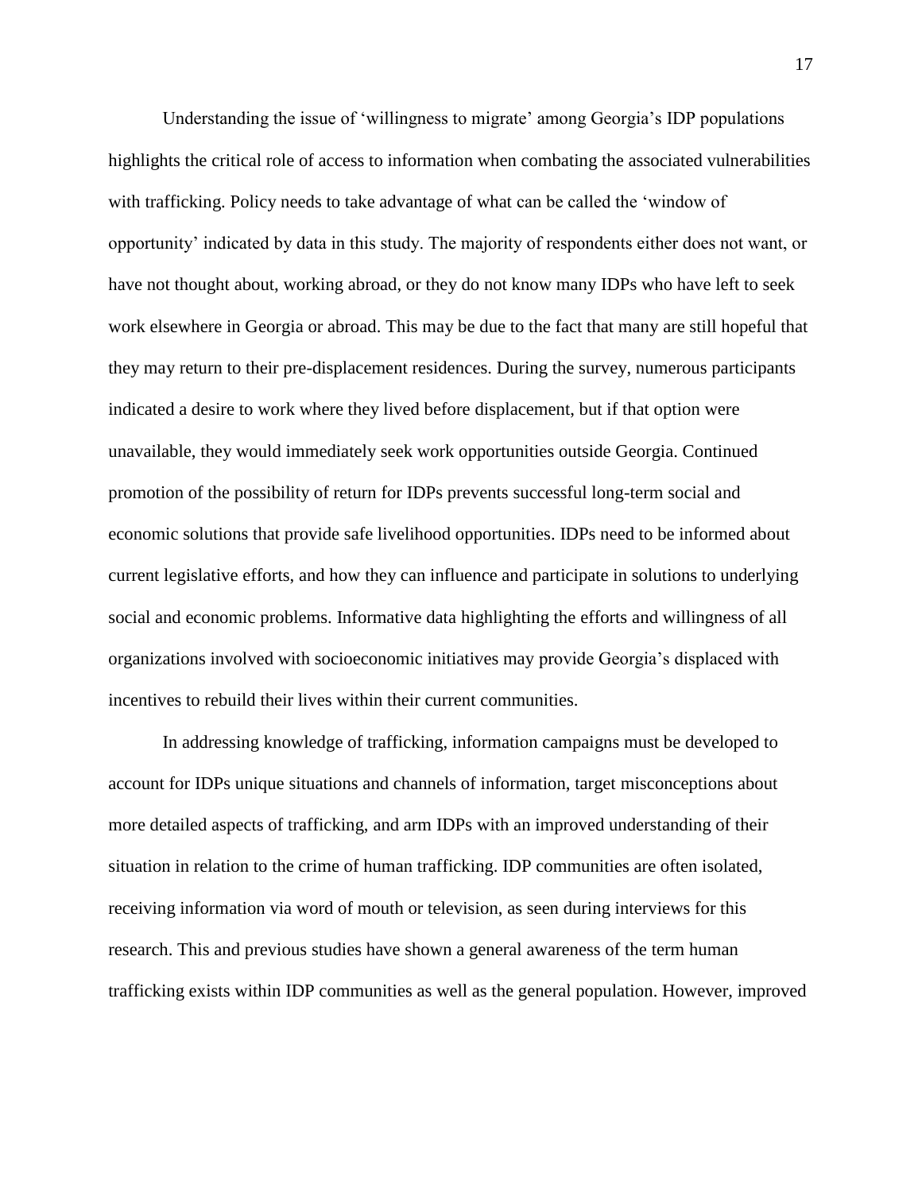Understanding the issue of 'willingness to migrate' among Georgia's IDP populations highlights the critical role of access to information when combating the associated vulnerabilities with trafficking. Policy needs to take advantage of what can be called the 'window of opportunity' indicated by data in this study. The majority of respondents either does not want, or have not thought about, working abroad, or they do not know many IDPs who have left to seek work elsewhere in Georgia or abroad. This may be due to the fact that many are still hopeful that they may return to their pre-displacement residences. During the survey, numerous participants indicated a desire to work where they lived before displacement, but if that option were unavailable, they would immediately seek work opportunities outside Georgia. Continued promotion of the possibility of return for IDPs prevents successful long-term social and economic solutions that provide safe livelihood opportunities. IDPs need to be informed about current legislative efforts, and how they can influence and participate in solutions to underlying social and economic problems. Informative data highlighting the efforts and willingness of all organizations involved with socioeconomic initiatives may provide Georgia's displaced with incentives to rebuild their lives within their current communities.

In addressing knowledge of trafficking, information campaigns must be developed to account for IDPs unique situations and channels of information, target misconceptions about more detailed aspects of trafficking, and arm IDPs with an improved understanding of their situation in relation to the crime of human trafficking. IDP communities are often isolated, receiving information via word of mouth or television, as seen during interviews for this research. This and previous studies have shown a general awareness of the term human trafficking exists within IDP communities as well as the general population. However, improved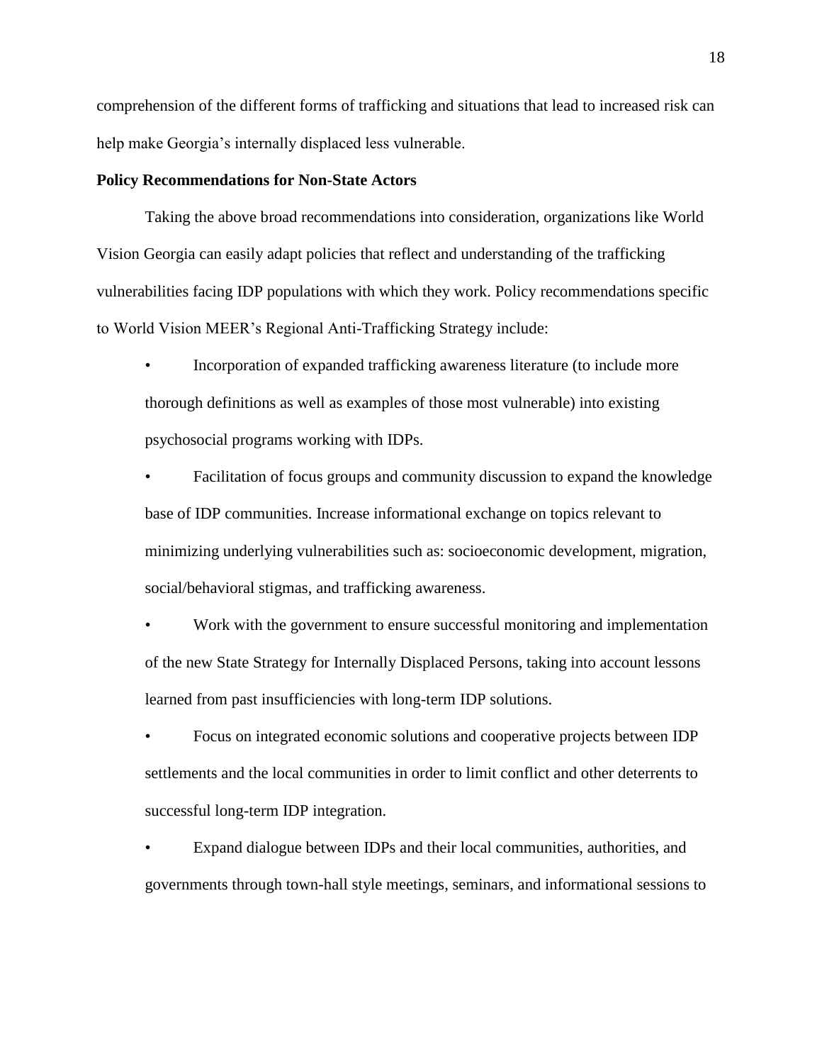comprehension of the different forms of trafficking and situations that lead to increased risk can help make Georgia's internally displaced less vulnerable.

**Policy Recommendations for Non-State Actors**

Taking the above broad recommendations into consideration, organizations like World Vision Georgia can easily adapt policies that reflect and understanding of the trafficking vulnerabilities facing IDP populations with which they work. Policy recommendations specific to World Vision MEER's Regional Anti-Trafficking Strategy include:

- Incorporation of expanded trafficking awareness literature (to include more thorough definitions as well as examples of those most vulnerable) into existing psychosocial programs working with IDPs.
- Facilitation of focus groups and community discussion to expand the knowledge base of IDP communities. Increase informational exchange on topics relevant to minimizing underlying vulnerabilities such as: socioeconomic development, migration, social/behavioral stigmas, and trafficking awareness.
- Work with the government to ensure successful monitoring and implementation of the new State Strategy for Internally Displaced Persons, taking into account lessons learned from past insufficiencies with long-term IDP solutions.
- Focus on integrated economic solutions and cooperative projects between IDP settlements and the local communities in order to limit conflict and other deterrents to successful long-term IDP integration.
- Expand dialogue between IDPs and their local communities, authorities, and governments through town-hall style meetings, seminars, and informational sessions to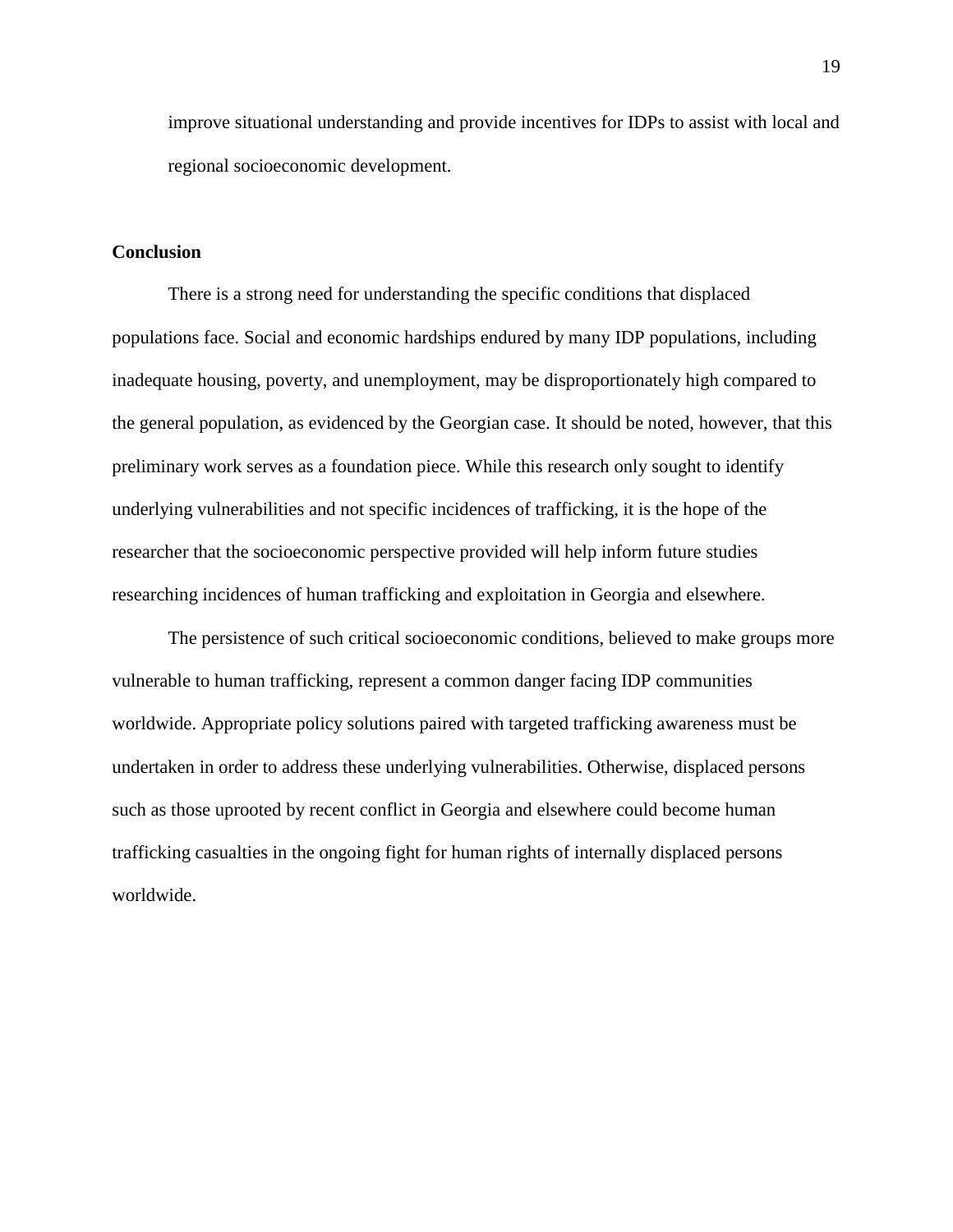improve situational understanding and provide incentives for IDPs to assist with local and regional socioeconomic development.

**Conclusion**

There is a strong need for understanding the specific conditions that displaced populations face. Social and economic hardships endured by many IDP populations, including inadequate housing, poverty, and unemployment, may be disproportionately high compared to the general population, as evidenced by the Georgian case. It should be noted, however, that this preliminary work serves as a foundation piece. While this research only sought to identify underlying vulnerabilities and not specific incidences of trafficking, it is the hope of the researcher that the socioeconomic perspective provided will help inform future studies researching incidences of human trafficking and exploitation in Georgia and elsewhere.

The persistence of such critical socioeconomic conditions, believed to make groups more vulnerable to human trafficking, represent a common danger facing IDP communities worldwide. Appropriate policy solutions paired with targeted trafficking awareness must be undertaken in order to address these underlying vulnerabilities. Otherwise, displaced persons such as those uprooted by recent conflict in Georgia and elsewhere could become human trafficking casualties in the ongoing fight for human rights of internally displaced persons worldwide.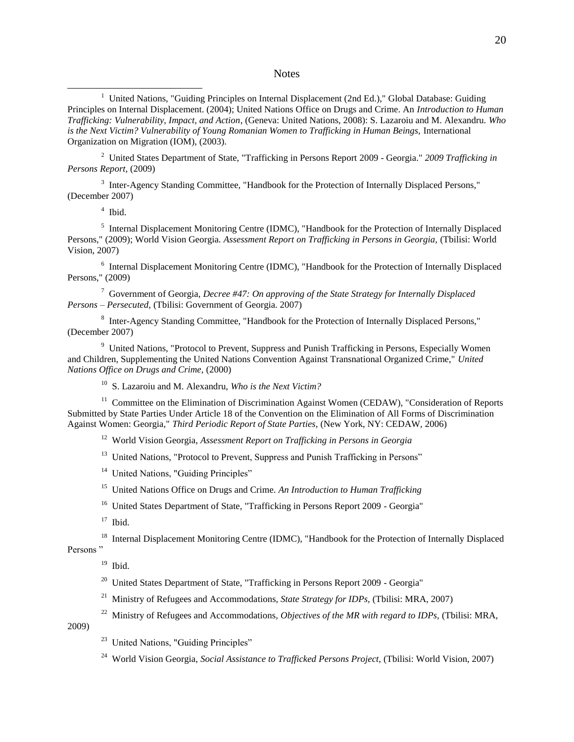# Notes

[1] United Nations, "Guiding Principles on Internal Displacement (2nd Ed.)," Global Database: Guiding Principles on Internal Displacement. (2004); United Nations Office on Drugs and Crime. An *Introduction to Human Trafficking: Vulnerability, Impact, and Action*, (Geneva: United Nations, 2008): S. Lazaroiu and M. Alexandru. *Who is the Next Victim? Vulnerability of Young Romanian Women to Trafficking in Human Beings,* International Organization on Migration (IOM), (2003).

[2] United States Department of State, "Trafficking in Persons Report 2009 - Georgia." *2009 Trafficking in Persons Report,* (2009)

[3] Inter-Agency Standing Committee, "Handbook for the Protection of Internally Displaced Persons," (December 2007)

[4] Ibid.

[5] Internal Displacement Monitoring Centre (IDMC), "Handbook for the Protection of Internally Displaced Persons," (2009); World Vision Georgia. *Assessment Report on Trafficking in Persons in Georgia,* (Tbilisi: World Vision, 2007)

[6] Internal Displacement Monitoring Centre (IDMC), "Handbook for the Protection of Internally Displaced Persons," (2009)

[7] Government of Georgia, *Decree #47: On approving of the State Strategy for Internally Displaced Persons – Persecuted,* (Tbilisi: Government of Georgia. 2007)

[8] Inter-Agency Standing Committee, "Handbook for the Protection of Internally Displaced Persons," (December 2007)

[9] United Nations, "Protocol to Prevent, Suppress and Punish Trafficking in Persons, Especially Women and Children, Supplementing the United Nations Convention Against Transnational Organized Crime," *United Nations Office on Drugs and Crime,* (2000)

[10] S. Lazaroiu and M. Alexandru, *Who is the Next Victim?*

[11] Committee on the Elimination of Discrimination Against Women (CEDAW), "Consideration of Reports Submitted by State Parties Under Article 18 of the Convention on the Elimination of All Forms of Discrimination Against Women: Georgia," *Third Periodic Report of State Parties,* (New York, NY: CEDAW, 2006)

[12] World Vision Georgia, *Assessment Report on Trafficking in Persons in Georgia*

[13] United Nations, "Protocol to Prevent, Suppress and Punish Trafficking in Persons"

[14] United Nations, "Guiding Principles"

[15] United Nations Office on Drugs and Crime. *An Introduction to Human Trafficking*

[16] United States Department of State, "Trafficking in Persons Report 2009 - Georgia"

[17] Ibid.

[18] Internal Displacement Monitoring Centre (IDMC), "Handbook for the Protection of Internally Displaced Persons "

[19] Ibid.

[20] United States Department of State, "Trafficking in Persons Report 2009 - Georgia"

[21] Ministry of Refugees and Accommodations, *State Strategy for IDPs,* (Tbilisi: MRA, 2007)

[22] Ministry of Refugees and Accommodations, *Objectives of the MR with regard to IDPs,* (Tbilisi: MRA, 2009)

[23] United Nations, "Guiding Principles"

[24] World Vision Georgia, *Social Assistance to Trafficked Persons Project,* (Tbilisi: World Vision, 2007)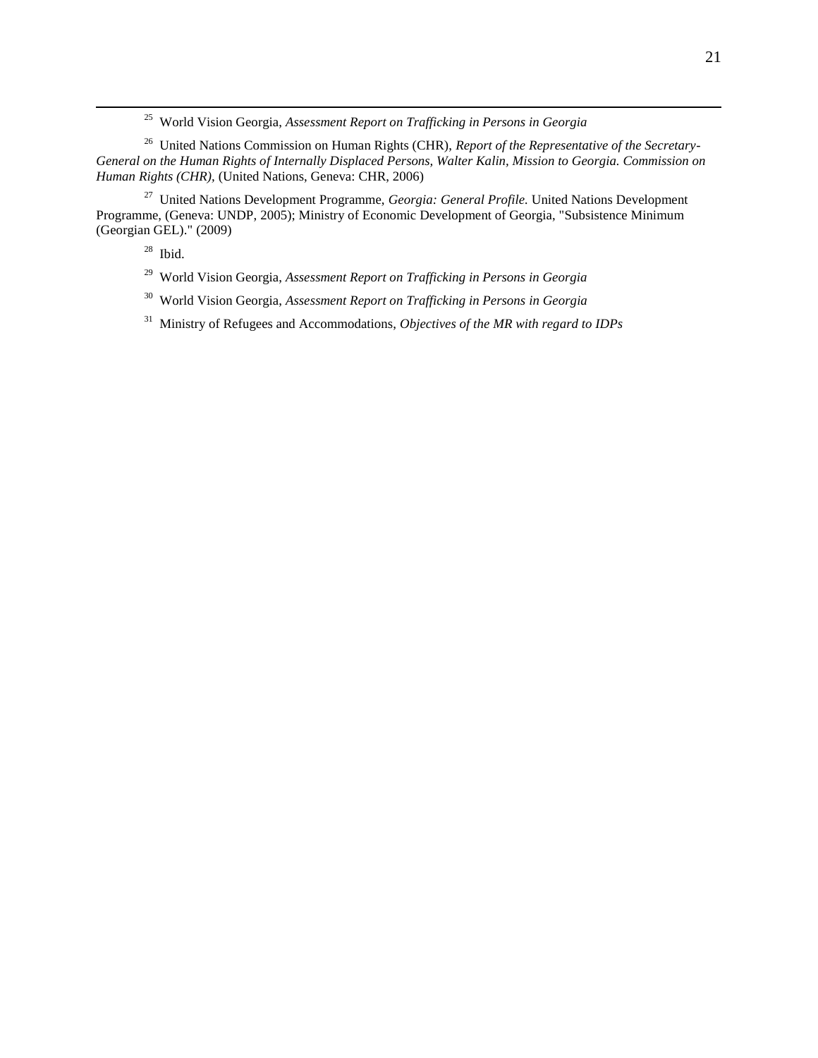[25] World Vision Georgia, *Assessment Report on Trafficking in Persons in Georgia*

[26] United Nations Commission on Human Rights (CHR), *Report of the Representative of the Secretary-General on the Human Rights of Internally Displaced Persons, Walter Kalin, Mission to Georgia. Commission on Human Rights (CHR),* (United Nations, Geneva: CHR, 2006)

[27] United Nations Development Programme, *Georgia: General Profile.* United Nations Development Programme, (Geneva: UNDP, 2005); Ministry of Economic Development of Georgia, "Subsistence Minimum (Georgian GEL)." (2009)

[28] Ibid.

[29] World Vision Georgia, *Assessment Report on Trafficking in Persons in Georgia*

[30] World Vision Georgia, *Assessment Report on Trafficking in Persons in Georgia*

[31] Ministry of Refugees and Accommodations, *Objectives of the MR with regard to IDPs*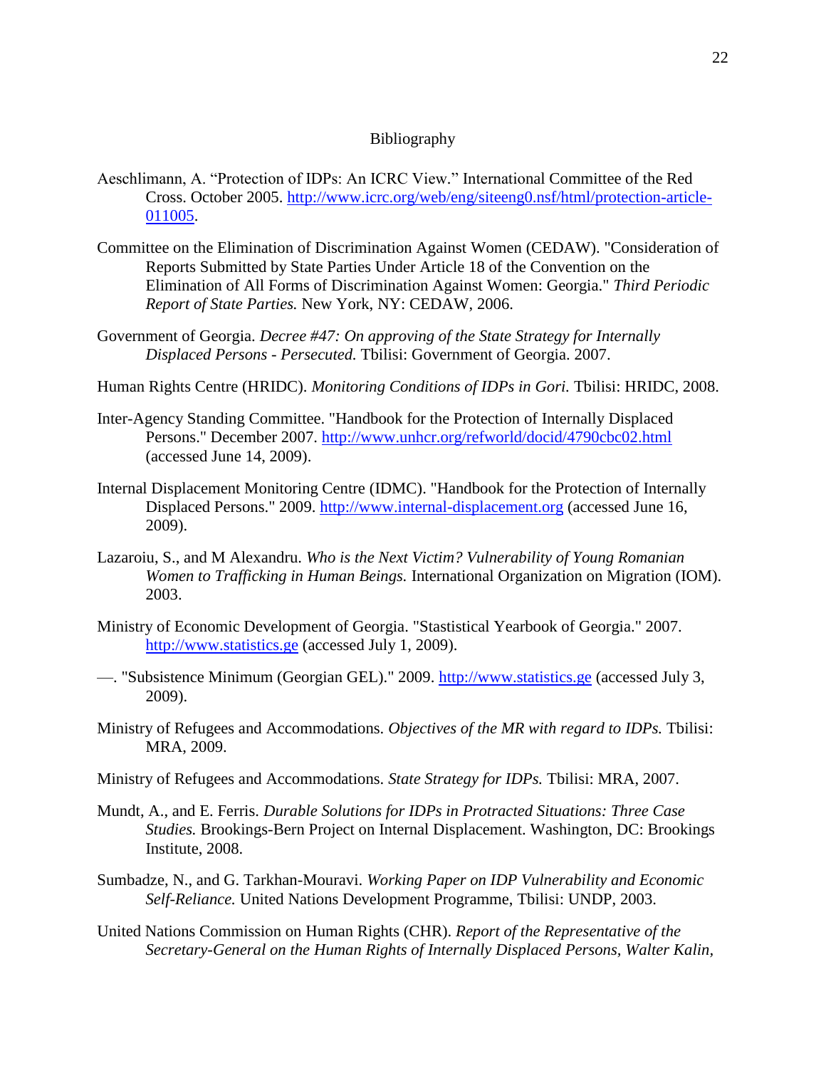# Bibliography

Aeschlimann, A. “Protection of IDPs: An ICRC View.” International Committee of the Red Cross. October 2005. http://www.icrc.org/web/eng/siteeng0.nsf/html/protection-article-011005.

Committee on the Elimination of Discrimination Against Women (CEDAW). "Consideration of Reports Submitted by State Parties Under Article 18 of the Convention on the Elimination of All Forms of Discrimination Against Women: Georgia." *Third Periodic Report of State Parties.* New York, NY: CEDAW, 2006.

Government of Georgia. *Decree #47: On approving of the State Strategy for Internally Displaced Persons - Persecuted.* Tbilisi: Government of Georgia. 2007.

Human Rights Centre (HRIDC). *Monitoring Conditions of IDPs in Gori.* Tbilisi: HRIDC, 2008.

Inter-Agency Standing Committee. "Handbook for the Protection of Internally Displaced Persons." December 2007. http://www.unhcr.org/refworld/docid/4790cbc02.html (accessed June 14, 2009).

Internal Displacement Monitoring Centre (IDMC). "Handbook for the Protection of Internally Displaced Persons." 2009. http://www.internal-displacement.org (accessed June 16, 2009).

Lazaroiu, S., and M Alexandru. *Who is the Next Victim? Vulnerability of Young Romanian Women to Trafficking in Human Beings.* International Organization on Migration (IOM). 2003.

Ministry of Economic Development of Georgia. "Stastistical Yearbook of Georgia." 2007. http://www.statistics.ge (accessed July 1, 2009).

—. "Subsistence Minimum (Georgian GEL)." 2009. http://www.statistics.ge (accessed July 3, 2009).

Ministry of Refugees and Accommodations. *Objectives of the MR with regard to IDPs.* Tbilisi: MRA, 2009.

Ministry of Refugees and Accommodations. *State Strategy for IDPs.* Tbilisi: MRA, 2007.

Mundt, A., and E. Ferris. *Durable Solutions for IDPs in Protracted Situations: Three Case Studies.* Brookings-Bern Project on Internal Displacement. Washington, DC: Brookings Institute, 2008.

Sumbadze, N., and G. Tarkhan-Mouravi. *Working Paper on IDP Vulnerability and Economic Self-Reliance.* United Nations Development Programme, Tbilisi: UNDP, 2003.

United Nations Commission on Human Rights (CHR). *Report of the Representative of the Secretary-General on the Human Rights of Internally Displaced Persons, Walter Kalin,*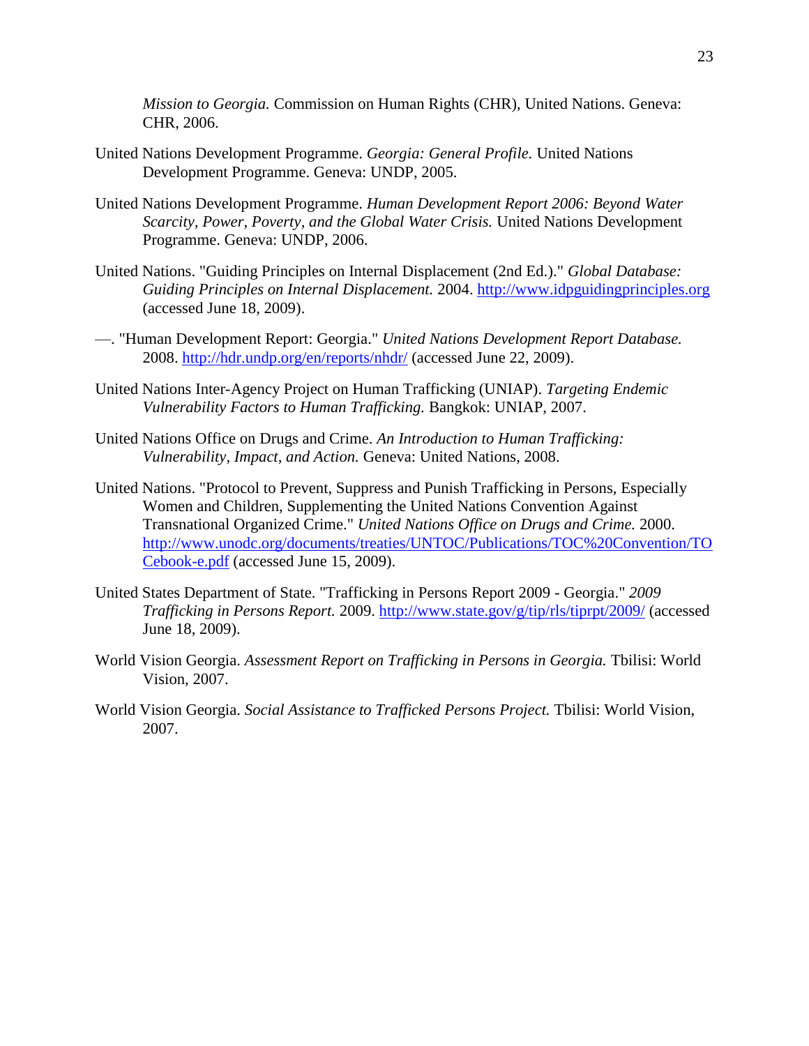*Mission to Georgia.* Commission on Human Rights (CHR), United Nations. Geneva: CHR, 2006.

United Nations Development Programme. *Georgia: General Profile.* United Nations Development Programme. Geneva: UNDP, 2005.

United Nations Development Programme. *Human Development Report 2006: Beyond Water Scarcity, Power, Poverty, and the Global Water Crisis.* United Nations Development Programme. Geneva: UNDP, 2006.

United Nations. "Guiding Principles on Internal Displacement (2nd Ed.)." *Global Database: Guiding Principles on Internal Displacement.* 2004. http://www.idpguidingprinciples.org (accessed June 18, 2009).

—. "Human Development Report: Georgia." *United Nations Development Report Database.* 2008. http://hdr.undp.org/en/reports/nhdr/ (accessed June 22, 2009).

United Nations Inter-Agency Project on Human Trafficking (UNIAP). *Targeting Endemic Vulnerability Factors to Human Trafficking.* Bangkok: UNIAP, 2007.

United Nations Office on Drugs and Crime. *An Introduction to Human Trafficking: Vulnerability, Impact, and Action.* Geneva: United Nations, 2008.

United Nations. "Protocol to Prevent, Suppress and Punish Trafficking in Persons, Especially Women and Children, Supplementing the United Nations Convention Against Transnational Organized Crime." *United Nations Office on Drugs and Crime.* 2000. http://www.unodc.org/documents/treaties/UNTOC/Publications/TOC%20Convention/TOCebook-e.pdf (accessed June 15, 2009).

United States Department of State. "Trafficking in Persons Report 2009 - Georgia." *2009 Trafficking in Persons Report.* 2009. http://www.state.gov/g/tip/rls/tiprpt/2009/ (accessed June 18, 2009).

World Vision Georgia. *Assessment Report on Trafficking in Persons in Georgia.* Tbilisi: World Vision, 2007.

World Vision Georgia. *Social Assistance to Trafficked Persons Project.* Tbilisi: World Vision, 2007.